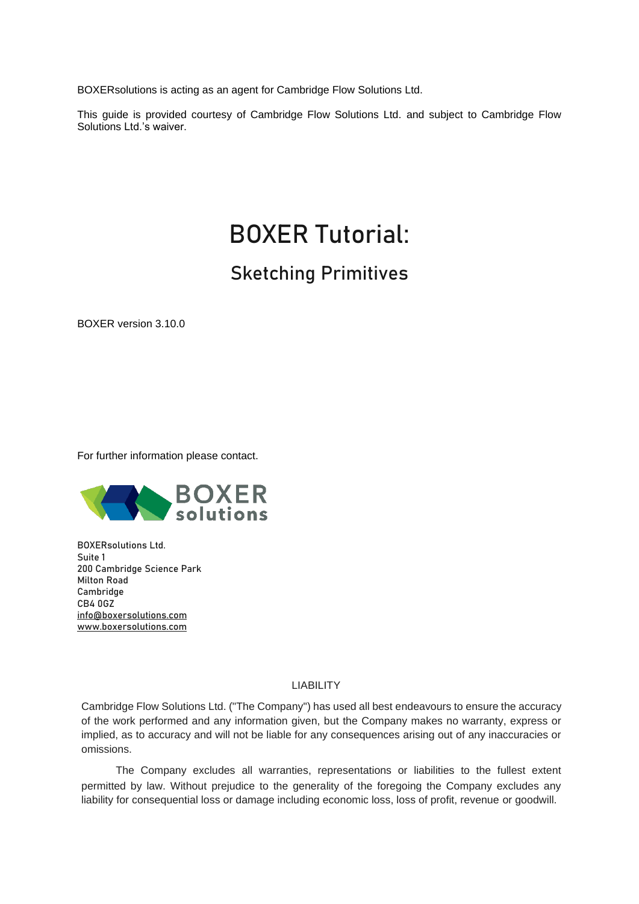BOXERsolutions is acting as an agent for Cambridge Flow Solutions Ltd.

This guide is provided courtesy of Cambridge Flow Solutions Ltd. and subject to Cambridge Flow Solutions Ltd.'s waiver.

# BOXER Tutorial:

## Sketching Primitives

BOXER version 3.10.0

For further information please contact.

BOXERsolutions Ltd.
Suite 1
200 Cambridge Science Park
Milton Road
Cambridge
CB4 0GZ
info@boxersolutions.com
www.boxersolutions.com

LIABILITY

Cambridge Flow Solutions Ltd. ("The Company") has used all best endeavours to ensure the accuracy of the work performed and any information given, but the Company makes no warranty, express or implied, as to accuracy and will not be liable for any consequences arising out of any inaccuracies or omissions.

The Company excludes all warranties, representations or liabilities to the fullest extent permitted by law. Without prejudice to the generality of the foregoing the Company excludes any liability for consequential loss or damage including economic loss, loss of profit, revenue or goodwill.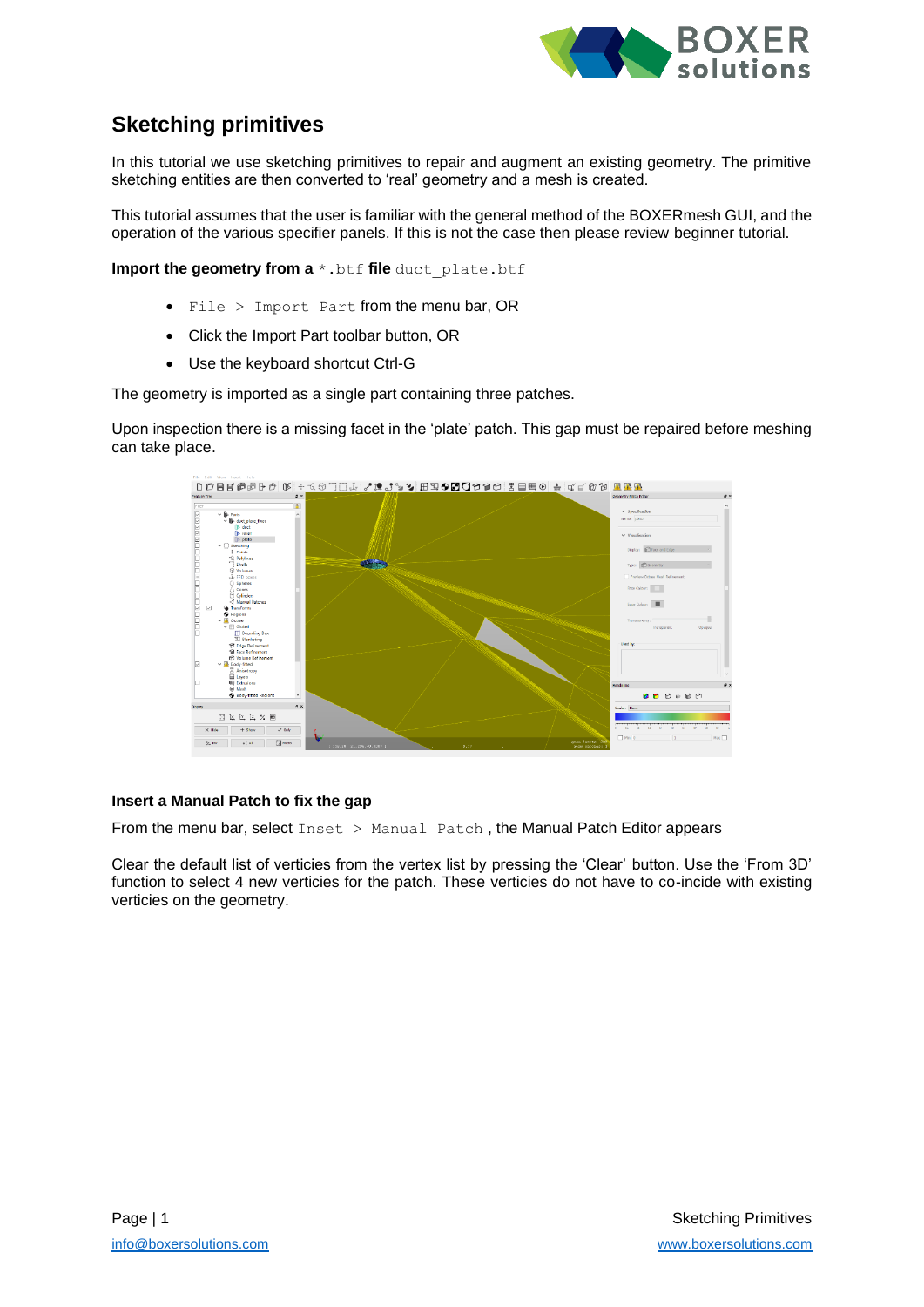## Sketching primitives

In this tutorial we use sketching primitives to repair and augment an existing geometry. The primitive sketching entities are then converted to 'real' geometry and a mesh is created.

This tutorial assumes that the user is familiar with the general method of the BOXERmesh GUI, and the operation of the various specifier panels. If this is not the case then please review beginner tutorial.

**Import the geometry from a `*.btf` file** `duct_plate.btf`

- `File > Import Part` from the menu bar, OR
- Click the Import Part toolbar button, OR
- Use the keyboard shortcut Ctrl-G

The geometry is imported as a single part containing three patches.

Upon inspection there is a missing facet in the 'plate' patch. This gap must be repaired before meshing can take place.

**Insert a Manual Patch to fix the gap**

From the menu bar, select `Inset > Manual Patch` , the Manual Patch Editor appears

Clear the default list of verticies from the vertex list by pressing the 'Clear' button. Use the 'From 3D' function to select 4 new verticies for the patch. These verticies do not have to co-incide with existing verticies on the geometry.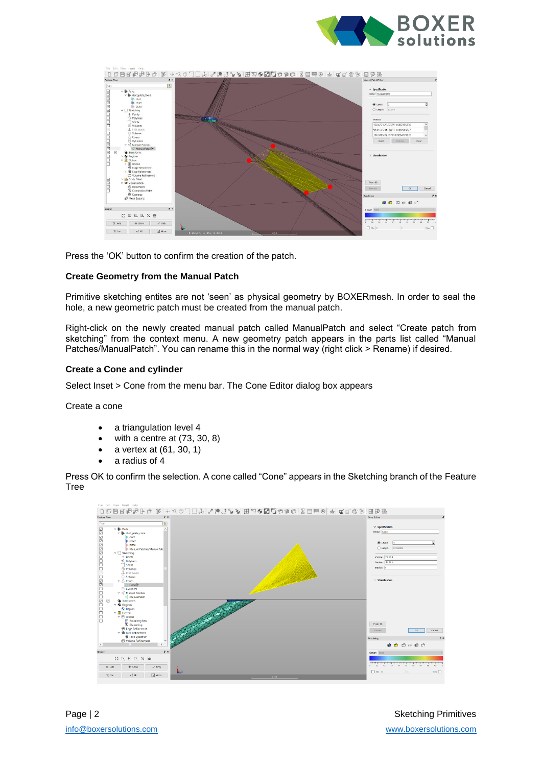Press the 'OK' button to confirm the creation of the patch.

### Create Geometry from the Manual Patch

Primitive sketching entites are not 'seen' as physical geometry by BOXERmesh. In order to seal the hole, a new geometric patch must be created from the manual patch.

Right-click on the newly created manual patch called ManualPatch and select "Create patch from sketching" from the context menu. A new geometry patch appears in the parts list called "Manual Patches/ManualPatch". You can rename this in the normal way (right click > Rename) if desired.

### Create a Cone and cylinder

Select Inset > Cone from the menu bar. The Cone Editor dialog box appears

Create a cone

- a triangulation level 4
- with a centre at (73, 30, 8)
- a vertex at (61, 30, 1)
- a radius of 4

Press OK to confirm the selection. A cone called "Cone" appears in the Sketching branch of the Feature Tree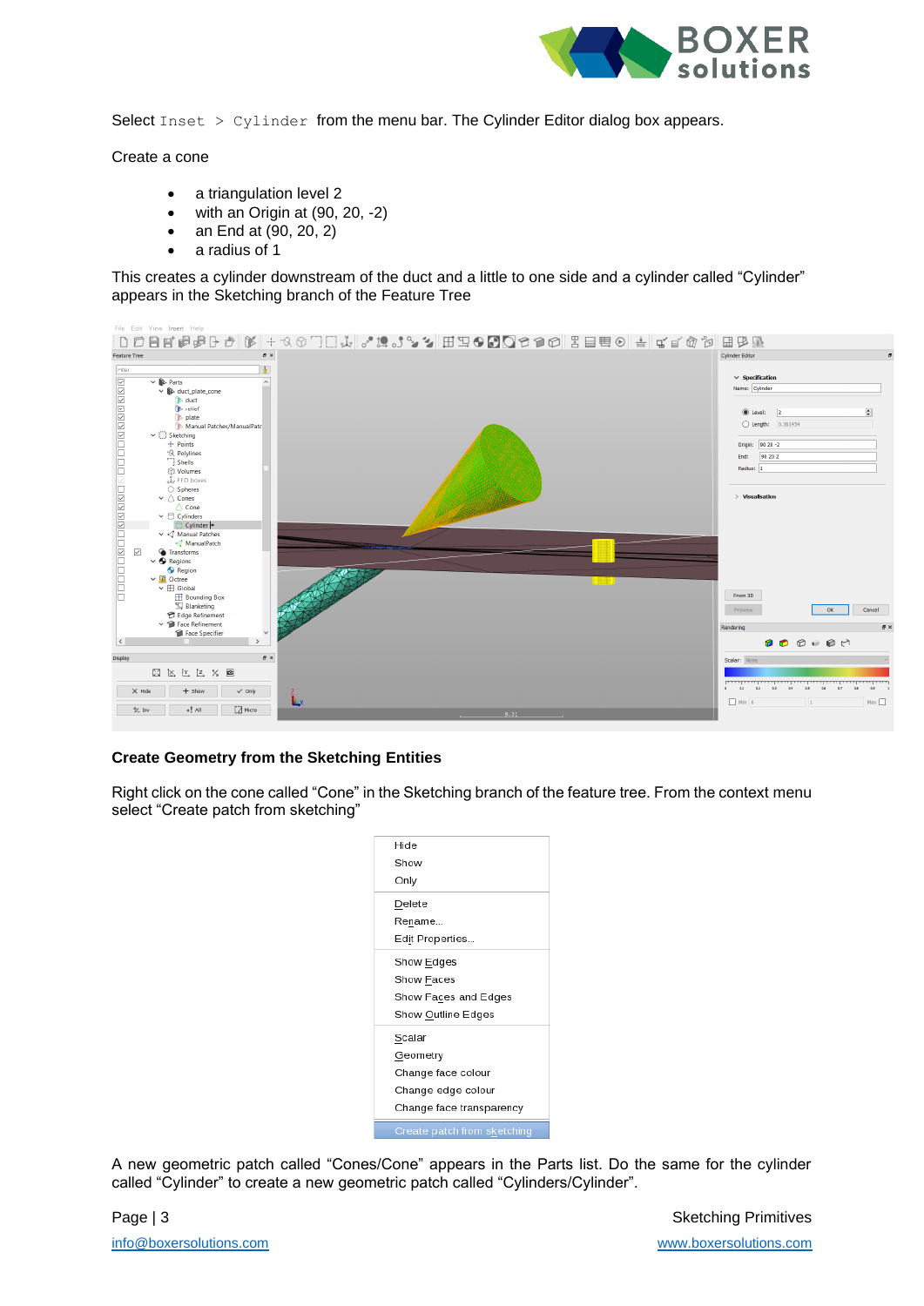Select `Inset > Cylinder` from the menu bar. The Cylinder Editor dialog box appears.

Create a cone

- a triangulation level 2
- with an Origin at (90, 20, -2)
- an End at (90, 20, 2)
- a radius of 1

This creates a cylinder downstream of the duct and a little to one side and a cylinder called "Cylinder" appears in the Sketching branch of the Feature Tree

### Create Geometry from the Sketching Entities

Right click on the cone called "Cone" in the Sketching branch of the feature tree. From the context menu select "Create patch from sketching"

A new geometric patch called "Cones/Cone" appears in the Parts list. Do the same for the cylinder called "Cylinder" to create a new geometric patch called "Cylinders/Cylinder".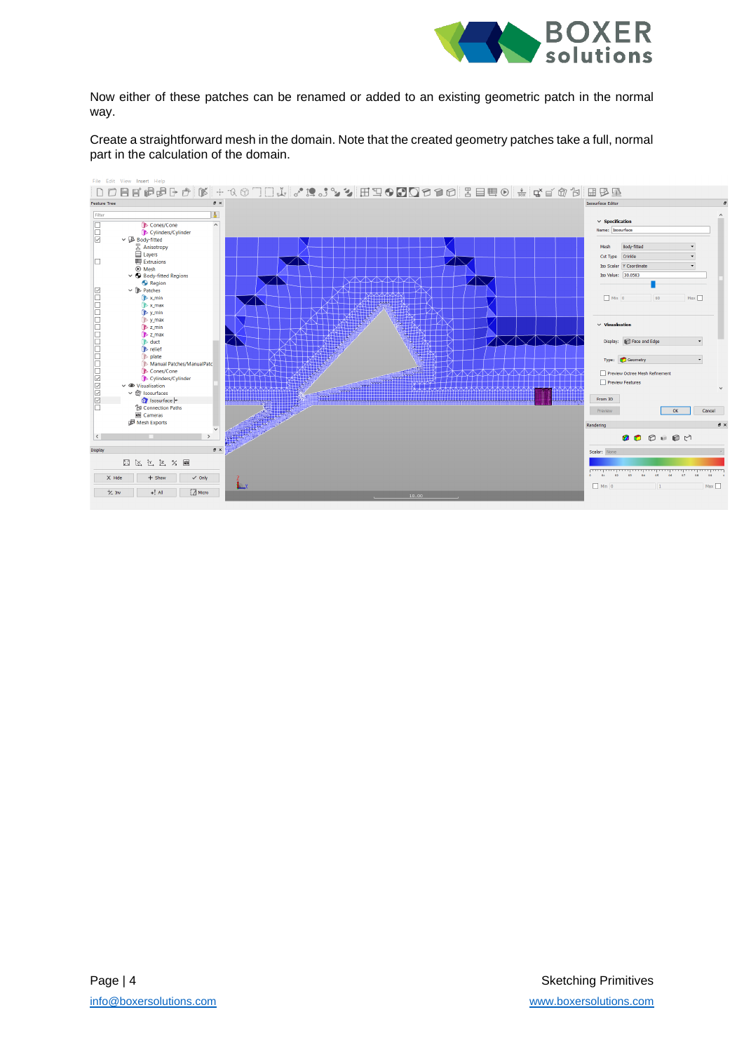Now either of these patches can be renamed or added to an existing geometric patch in the normal way.

Create a straightforward mesh in the domain. Note that the created geometry patches take a full, normal part in the calculation of the domain.